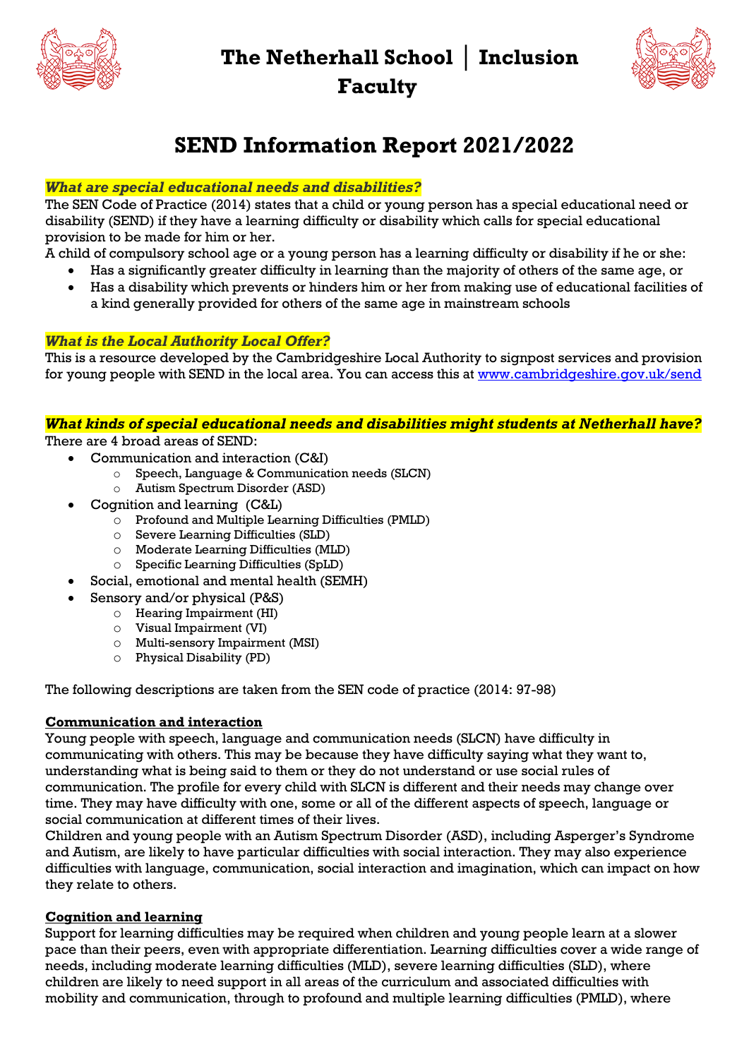# The Netherhall School | Inclusion Faculty

## SEND Information Report 2021/2022

***What are special educational needs and disabilities?***

The SEN Code of Practice (2014) states that a child or young person has a special educational need or disability (SEND) if they have a learning difficulty or disability which calls for special educational provision to be made for him or her.

A child of compulsory school age or a young person has a learning difficulty or disability if he or she:

- Has a significantly greater difficulty in learning than the majority of others of the same age, or
- Has a disability which prevents or hinders him or her from making use of educational facilities of a kind generally provided for others of the same age in mainstream schools

***What is the Local Authority Local Offer?***

This is a resource developed by the Cambridgeshire Local Authority to signpost services and provision for young people with SEND in the local area. You can access this at www.cambridgeshire.gov.uk/send

***What kinds of special educational needs and disabilities might students at Netherhall have?***

There are 4 broad areas of SEND:

- Communication and interaction (C&I)
  - Speech, Language & Communication needs (SLCN)
  - Autism Spectrum Disorder (ASD)
- Cognition and learning (C&L)
  - Profound and Multiple Learning Difficulties (PMLD)
  - Severe Learning Difficulties (SLD)
  - Moderate Learning Difficulties (MLD)
  - Specific Learning Difficulties (SpLD)
- Social, emotional and mental health (SEMH)
- Sensory and/or physical (P&S)
  - Hearing Impairment (HI)
  - Visual Impairment (VI)
  - Multi-sensory Impairment (MSI)
  - Physical Disability (PD)

The following descriptions are taken from the SEN code of practice (2014: 97-98)

**<u>Communication and interaction</u>**

Young people with speech, language and communication needs (SLCN) have difficulty in communicating with others. This may be because they have difficulty saying what they want to, understanding what is being said to them or they do not understand or use social rules of communication. The profile for every child with SLCN is different and their needs may change over time. They may have difficulty with one, some or all of the different aspects of speech, language or social communication at different times of their lives.

Children and young people with an Autism Spectrum Disorder (ASD), including Asperger's Syndrome and Autism, are likely to have particular difficulties with social interaction. They may also experience difficulties with language, communication, social interaction and imagination, which can impact on how they relate to others.

**<u>Cognition and learning</u>**

Support for learning difficulties may be required when children and young people learn at a slower pace than their peers, even with appropriate differentiation. Learning difficulties cover a wide range of needs, including moderate learning difficulties (MLD), severe learning difficulties (SLD), where children are likely to need support in all areas of the curriculum and associated difficulties with mobility and communication, through to profound and multiple learning difficulties (PMLD), where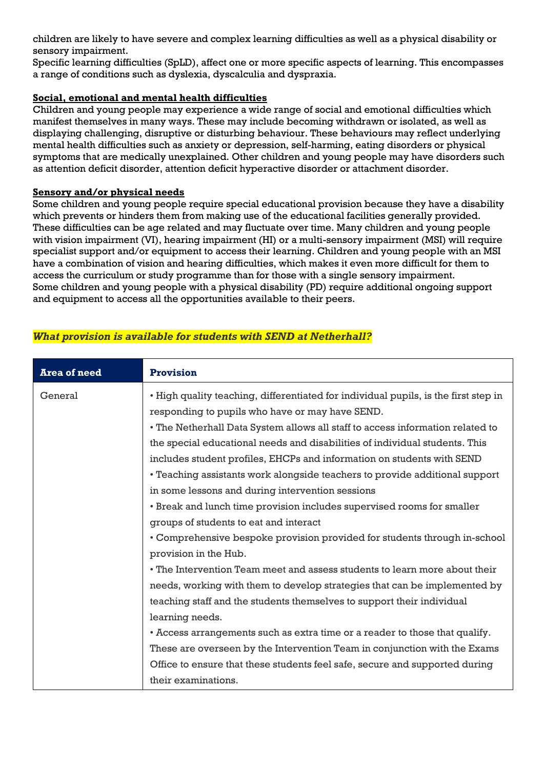children are likely to have severe and complex learning difficulties as well as a physical disability or sensory impairment.
Specific learning difficulties (SpLD), affect one or more specific aspects of learning. This encompasses a range of conditions such as dyslexia, dyscalculia and dyspraxia.

**Social, emotional and mental health difficulties**

Children and young people may experience a wide range of social and emotional difficulties which manifest themselves in many ways. These may include becoming withdrawn or isolated, as well as displaying challenging, disruptive or disturbing behaviour. These behaviours may reflect underlying mental health difficulties such as anxiety or depression, self-harming, eating disorders or physical symptoms that are medically unexplained. Other children and young people may have disorders such as attention deficit disorder, attention deficit hyperactive disorder or attachment disorder.

**Sensory and/or physical needs**

Some children and young people require special educational provision because they have a disability which prevents or hinders them from making use of the educational facilities generally provided. These difficulties can be age related and may fluctuate over time. Many children and young people with vision impairment (VI), hearing impairment (HI) or a multi-sensory impairment (MSI) will require specialist support and/or equipment to access their learning. Children and young people with an MSI have a combination of vision and hearing difficulties, which makes it even more difficult for them to access the curriculum or study programme than for those with a single sensory impairment.
Some children and young people with a physical disability (PD) require additional ongoing support and equipment to access all the opportunities available to their peers.

***What provision is available for students with SEND at Netherhall?***

| Area of need | Provision |
|---|---|
| General | • High quality teaching, differentiated for individual pupils, is the first step in responding to pupils who have or may have SEND.<br>• The Netherhall Data System allows all staff to access information related to the special educational needs and disabilities of individual students. This includes student profiles, EHCPs and information on students with SEND<br>• Teaching assistants work alongside teachers to provide additional support in some lessons and during intervention sessions<br>• Break and lunch time provision includes supervised rooms for smaller groups of students to eat and interact<br>• Comprehensive bespoke provision provided for students through in-school provision in the Hub.<br>• The Intervention Team meet and assess students to learn more about their needs, working with them to develop strategies that can be implemented by teaching staff and the students themselves to support their individual learning needs.<br>• Access arrangements such as extra time or a reader to those that qualify. These are overseen by the Intervention Team in conjunction with the Exams Office to ensure that these students feel safe, secure and supported during their examinations. |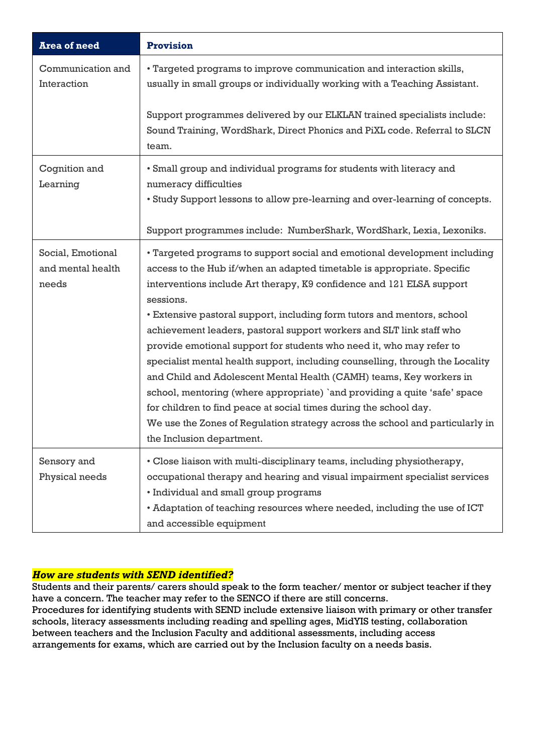| Area of need | Provision |
| --- | --- |
| Communication and Interaction | • Targeted programs to improve communication and interaction skills, usually in small groups or individually working with a Teaching Assistant.<br><br>Support programmes delivered by our ELKLAN trained specialists include: Sound Training, WordShark, Direct Phonics and PiXL code. Referral to SLCN team. |
| Cognition and Learning | • Small group and individual programs for students with literacy and numeracy difficulties<br>• Study Support lessons to allow pre-learning and over-learning of concepts.<br><br>Support programmes include: NumberShark, WordShark, Lexia, Lexoniks. |
| Social, Emotional and mental health needs | • Targeted programs to support social and emotional development including access to the Hub if/when an adapted timetable is appropriate. Specific interventions include Art therapy, K9 confidence and 121 ELSA support sessions.<br>• Extensive pastoral support, including form tutors and mentors, school achievement leaders, pastoral support workers and SLT link staff who provide emotional support for students who need it, who may refer to specialist mental health support, including counselling, through the Locality and Child and Adolescent Mental Health (CAMH) teams, Key workers in school, mentoring (where appropriate) `and providing a quite 'safe' space for children to find peace at social times during the school day.<br>We use the Zones of Regulation strategy across the school and particularly in the Inclusion department. |
| Sensory and Physical needs | • Close liaison with multi-disciplinary teams, including physiotherapy, occupational therapy and hearing and visual impairment specialist services<br>• Individual and small group programs<br>• Adaptation of teaching resources where needed, including the use of ICT and accessible equipment |

***How are students with SEND identified?***

Students and their parents/ carers should speak to the form teacher/ mentor or subject teacher if they have a concern. The teacher may refer to the SENCO if there are still concerns.
Procedures for identifying students with SEND include extensive liaison with primary or other transfer schools, literacy assessments including reading and spelling ages, MidYIS testing, collaboration between teachers and the Inclusion Faculty and additional assessments, including access arrangements for exams, which are carried out by the Inclusion faculty on a needs basis.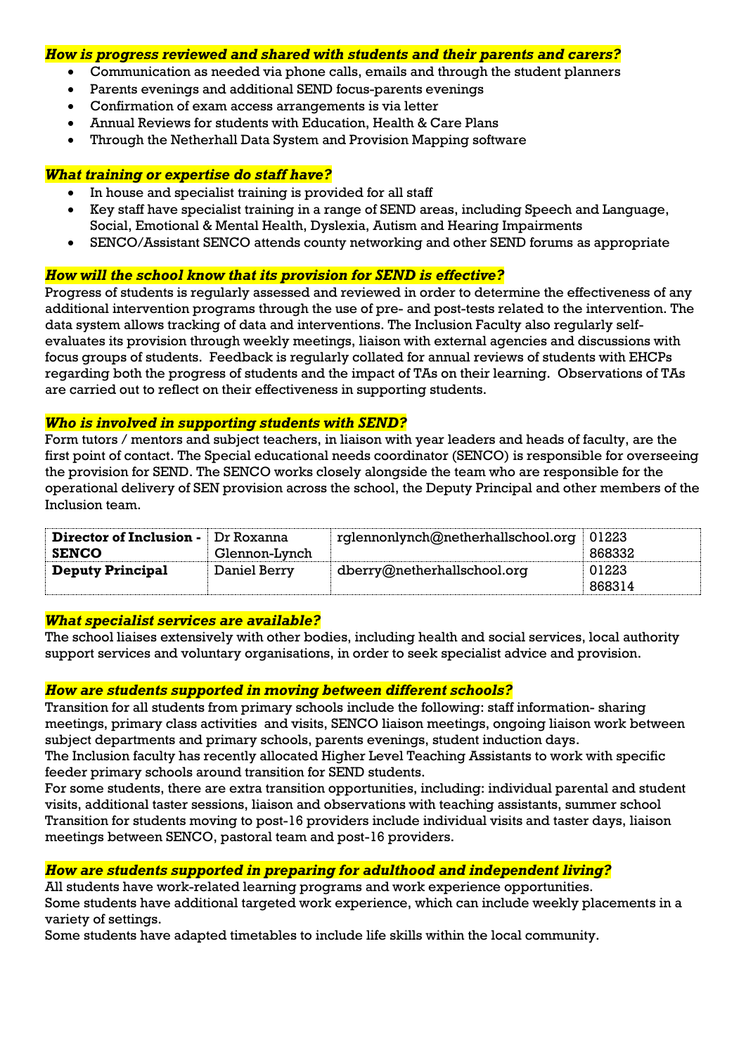### *How is progress reviewed and shared with students and their parents and carers?*

- Communication as needed via phone calls, emails and through the student planners
- Parents evenings and additional SEND focus-parents evenings
- Confirmation of exam access arrangements is via letter
- Annual Reviews for students with Education, Health & Care Plans
- Through the Netherhall Data System and Provision Mapping software

### *What training or expertise do staff have?*

- In house and specialist training is provided for all staff
- Key staff have specialist training in a range of SEND areas, including Speech and Language, Social, Emotional & Mental Health, Dyslexia, Autism and Hearing Impairments
- SENCO/Assistant SENCO attends county networking and other SEND forums as appropriate

### *How will the school know that its provision for SEND is effective?*

Progress of students is regularly assessed and reviewed in order to determine the effectiveness of any additional intervention programs through the use of pre- and post-tests related to the intervention. The data system allows tracking of data and interventions. The Inclusion Faculty also regularly self-evaluates its provision through weekly meetings, liaison with external agencies and discussions with focus groups of students. Feedback is regularly collated for annual reviews of students with EHCPs regarding both the progress of students and the impact of TAs on their learning. Observations of TAs are carried out to reflect on their effectiveness in supporting students.

### *Who is involved in supporting students with SEND?*

Form tutors / mentors and subject teachers, in liaison with year leaders and heads of faculty, are the first point of contact. The Special educational needs coordinator (SENCO) is responsible for overseeing the provision for SEND. The SENCO works closely alongside the team who are responsible for the operational delivery of SEN provision across the school, the Deputy Principal and other members of the Inclusion team.

| **Director of Inclusion - SENCO** | Dr Roxanna Glennon-Lynch | rglennonlynch@netherhallschool.org | 01223 868332 |
|---|---|---|---|
| **Deputy Principal** | Daniel Berry | dberry@netherhallschool.org | 01223 868314 |

### *What specialist services are available?*

The school liaises extensively with other bodies, including health and social services, local authority support services and voluntary organisations, in order to seek specialist advice and provision.

### *How are students supported in moving between different schools?*

Transition for all students from primary schools include the following: staff information- sharing meetings, primary class activities and visits, SENCO liaison meetings, ongoing liaison work between subject departments and primary schools, parents evenings, student induction days.
The Inclusion faculty has recently allocated Higher Level Teaching Assistants to work with specific feeder primary schools around transition for SEND students.
For some students, there are extra transition opportunities, including: individual parental and student visits, additional taster sessions, liaison and observations with teaching assistants, summer school Transition for students moving to post-16 providers include individual visits and taster days, liaison meetings between SENCO, pastoral team and post-16 providers.

### *How are students supported in preparing for adulthood and independent living?*

All students have work-related learning programs and work experience opportunities.
Some students have additional targeted work experience, which can include weekly placements in a variety of settings.
Some students have adapted timetables to include life skills within the local community.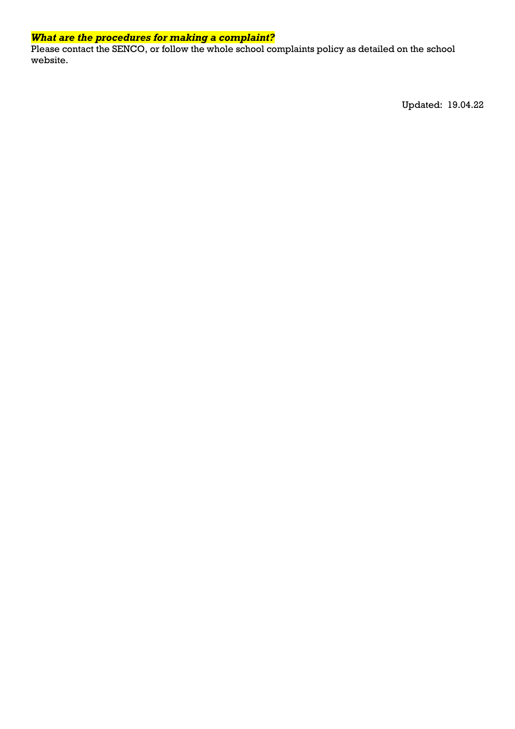***What are the procedures for making a complaint?***

Please contact the SENCO, or follow the whole school complaints policy as detailed on the school website.

Updated: 19.04.22